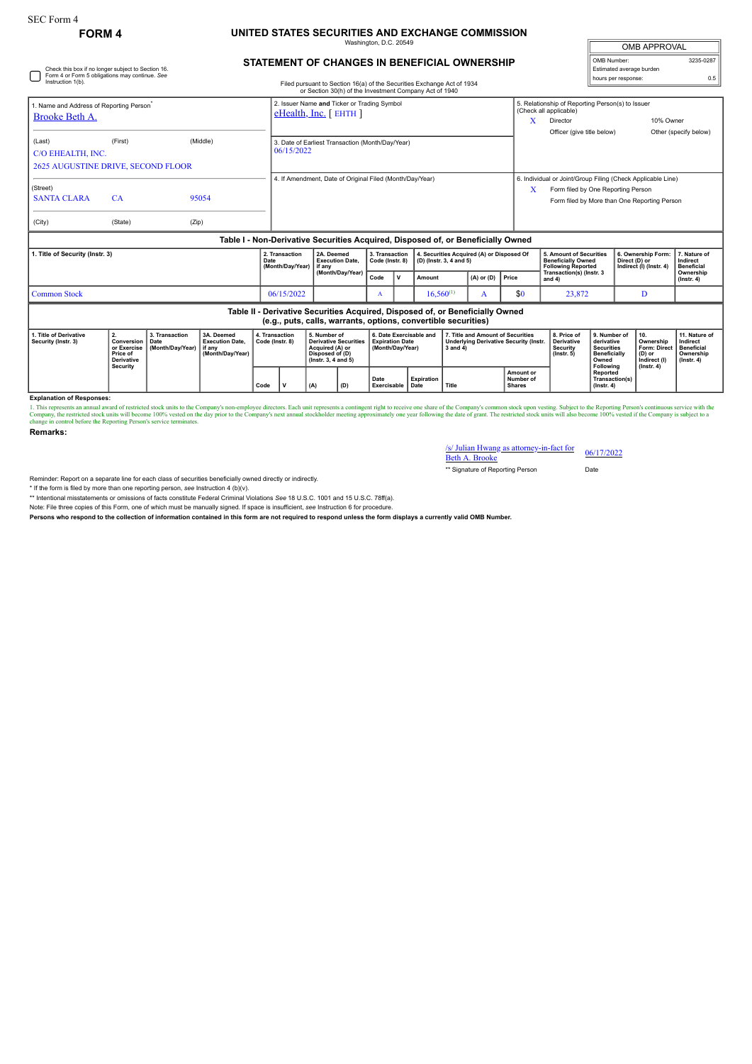SEC Form 4

**FORM 4**

# UNITED STATES SECURITIES AND EXCHANGE COMMISSION

Washington, D.C. 20549

## STATEMENT OF CHANGES IN BENEFICIAL OWNERSHIP

| OMB APPROVAL | |
|---|---|
| OMB Number: | 3235-0287 |
| Estimated average burden hours per response: | 0.5 |

☐ Check this box if no longer subject to Section 16. Form 4 or Form 5 obligations may continue. *See* Instruction 1(b).

Filed pursuant to Section 16(a) of the Securities Exchange Act of 1934 or Section 30(h) of the Investment Company Act of 1940

1. Name and Address of Reporting Person*
Brooke Beth A.

(Last) (First) (Middle)
C/O EHEALTH, INC.
2625 AUGUSTINE DRIVE, SECOND FLOOR

(Street)
SANTA CLARA CA 95054

(City) (State) (Zip)

2. Issuer Name **and** Ticker or Trading Symbol
eHealth, Inc. [ EHTH ]

3. Date of Earliest Transaction (Month/Day/Year)
06/15/2022

4. If Amendment, Date of Original Filed (Month/Day/Year)

5. Relationship of Reporting Person(s) to Issuer (Check all applicable)
X Director
10% Owner
Officer (give title below)
Other (specify below)

6. Individual or Joint/Group Filing (Check Applicable Line)
X Form filed by One Reporting Person
Form filed by More than One Reporting Person

### Table I - Non-Derivative Securities Acquired, Disposed of, or Beneficially Owned

| 1. Title of Security (Instr. 3) | 2. Transaction Date (Month/Day/Year) | 2A. Deemed Execution Date, if any (Month/Day/Year) | 3. Transaction Code (Instr. 8) | | 4. Securities Acquired (A) or Disposed Of (D) (Instr. 3, 4 and 5) | | | 5. Amount of Securities Beneficially Owned Following Reported Transaction(s) (Instr. 3 and 4) | 6. Ownership Form: Direct (D) or Indirect (I) (Instr. 4) | 7. Nature of Indirect Beneficial Ownership (Instr. 4) |
|---|---|---|---|---|---|---|---|---|---|---|
| | | | Code | V | Amount | (A) or (D) | Price | | | |
| Common Stock | 06/15/2022 | | A | | 16,560[(1)] | A | $0 | 23,872 | D | |

### Table II - Derivative Securities Acquired, Disposed of, or Beneficially Owned (e.g., puts, calls, warrants, options, convertible securities)

| 1. Title of Derivative Security (Instr. 3) | 2. Conversion or Exercise Price of Derivative Security | 3. Transaction Date (Month/Day/Year) | 3A. Deemed Execution Date, if any (Month/Day/Year) | 4. Transaction Code (Instr. 8) | | 5. Number of Derivative Securities Acquired (A) or Disposed of (D) (Instr. 3, 4 and 5) | | 6. Date Exercisable and Expiration Date (Month/Day/Year) | | 7. Title and Amount of Securities Underlying Derivative Security (Instr. 3 and 4) | | 8. Price of Derivative Security (Instr. 5) | 9. Number of derivative Securities Beneficially Owned Following Reported Transaction(s) (Instr. 4) | 10. Ownership Form: Direct (D) or Indirect (I) (Instr. 4) | 11. Nature of Indirect Beneficial Ownership (Instr. 4) |
|---|---|---|---|---|---|---|---|---|---|---|---|---|---|---|---|
| | | | | Code | V | (A) | (D) | Date Exercisable | Expiration Date | Title | Amount or Number of Shares | | | | |

**Explanation of Responses:**

1. This represents an annual award of restricted stock units to the Company's non-employee directors. Each unit represents a contingent right to receive one share of the Company's common stock upon vesting. Subject to the Reporting Person's continuous service with the Company, the restricted stock units will become 100% vested on the day prior to the Company's next annual stockholder meeting approximately one year following the date of grant. The restricted stock units will also become 100% vested if the Company is subject to a change in control before the Reporting Person's service terminates.

**Remarks:**

/s/ Julian Hwang as attorney-in-fact for Beth A. Brooke — 06/17/2022

** Signature of Reporting Person — Date

Reminder: Report on a separate line for each class of securities beneficially owned directly or indirectly.

* If the form is filed by more than one reporting person, *see* Instruction 4 (b)(v).

** Intentional misstatements or omissions of facts constitute Federal Criminal Violations *See* 18 U.S.C. 1001 and 15 U.S.C. 78ff(a).

Note: File three copies of this Form, one of which must be manually signed. If space is insufficient, *see* Instruction 6 for procedure.

**Persons who respond to the collection of information contained in this form are not required to respond unless the form displays a currently valid OMB Number.**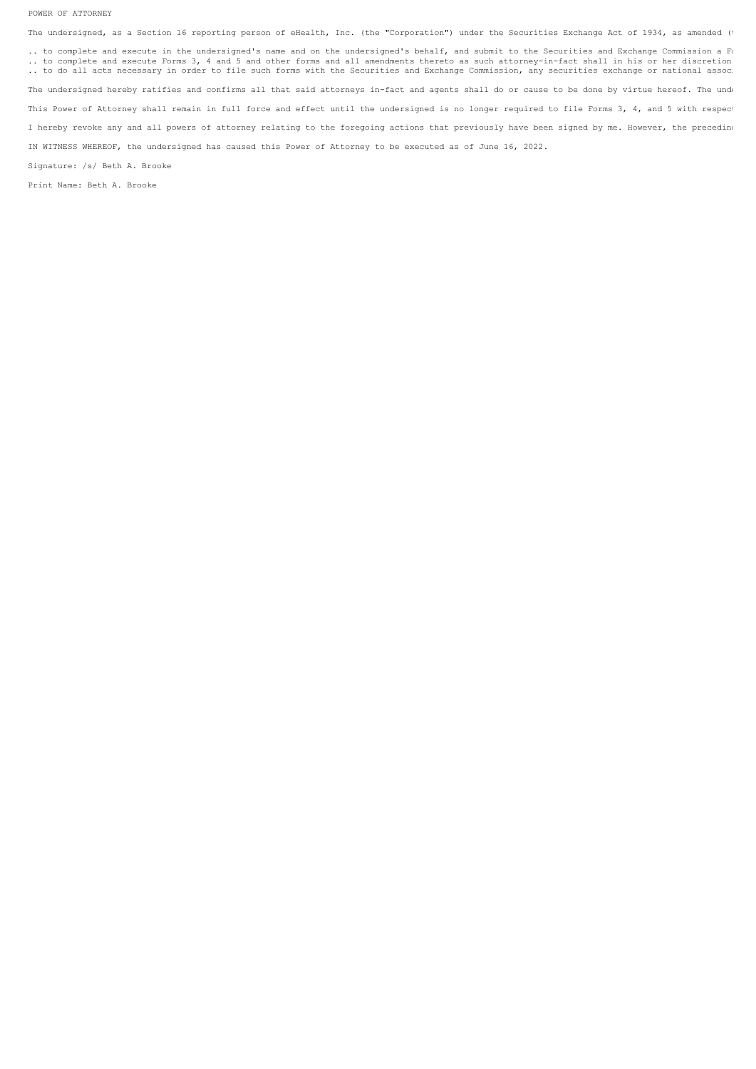POWER OF ATTORNEY

The undersigned, as a Section 16 reporting person of eHealth, Inc. (the "Corporation") under the Securities Exchange Act of 1934, as amended (

.. to complete and execute in the undersigned's name and on the undersigned's behalf, and submit to the Securities and Exchange Commission a Fo
.. to complete and execute Forms 3, 4 and 5 and other forms and all amendments thereto as such attorney-in-fact shall in his or her discretion
.. to do all acts necessary in order to file such forms with the Securities and Exchange Commission, any securities exchange or national assoc

The undersigned hereby ratifies and confirms all that said attorneys in-fact and agents shall do or cause to be done by virtue hereof. The unde

This Power of Attorney shall remain in full force and effect until the undersigned is no longer required to file Forms 3, 4, and 5 with respect

I hereby revoke any and all powers of attorney relating to the foregoing actions that previously have been signed by me. However, the preceding

IN WITNESS WHEREOF, the undersigned has caused this Power of Attorney to be executed as of June 16, 2022.

Signature: /s/ Beth A. Brooke

Print Name: Beth A. Brooke